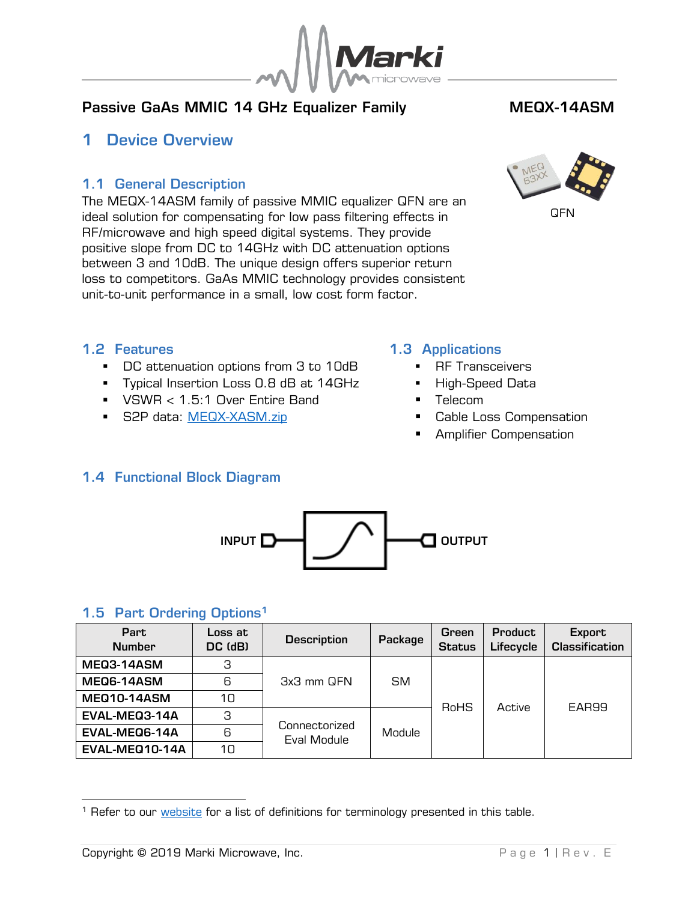## Passive GaAs MMIC 14 GHz Equalizer Family

**MEQX-14ASM**

# 1 Device Overview

QFN

## 1.1 General Description

The MEQX-14ASM family of passive MMIC equalizer QFN are an ideal solution for compensating for low pass filtering effects in RF/microwave and high speed digital systems. They provide positive slope from DC to 14GHz with DC attenuation options between 3 and 10dB. The unique design offers superior return loss to competitors. GaAs MMIC technology provides consistent unit-to-unit performance in a small, low cost form factor.

## 1.2 Features

- DC attenuation options from 3 to 10dB
- Typical Insertion Loss 0.8 dB at 14GHz
- VSWR < 1.5:1 Over Entire Band
- S2P data: MEQX-XASM.zip

## 1.3 Applications

- RF Transceivers
- High-Speed Data
- Telecom
- Cable Loss Compensation
- Amplifier Compensation

## 1.4 Functional Block Diagram

INPUT — OUTPUT

## 1.5 Part Ordering Options[1]

| Part Number | Loss at DC (dB) | Description | Package | Green Status | Product Lifecycle | Export Classification |
|---|---|---|---|---|---|---|
| MEQ3-14ASM | 3 | 3x3 mm QFN | SM | RoHS | Active | EAR99 |
| MEQ6-14ASM | 6 | 3x3 mm QFN | SM | RoHS | Active | EAR99 |
| MEQ10-14ASM | 10 | 3x3 mm QFN | SM | RoHS | Active | EAR99 |
| EVAL-MEQ3-14A | 3 | Connectorized Eval Module | Module | RoHS | Active | EAR99 |
| EVAL-MEQ6-14A | 6 | Connectorized Eval Module | Module | RoHS | Active | EAR99 |
| EVAL-MEQ10-14A | 10 | Connectorized Eval Module | Module | RoHS | Active | EAR99 |

[1] Refer to our website for a list of definitions for terminology presented in this table.

Copyright © 2019 Marki Microwave, Inc.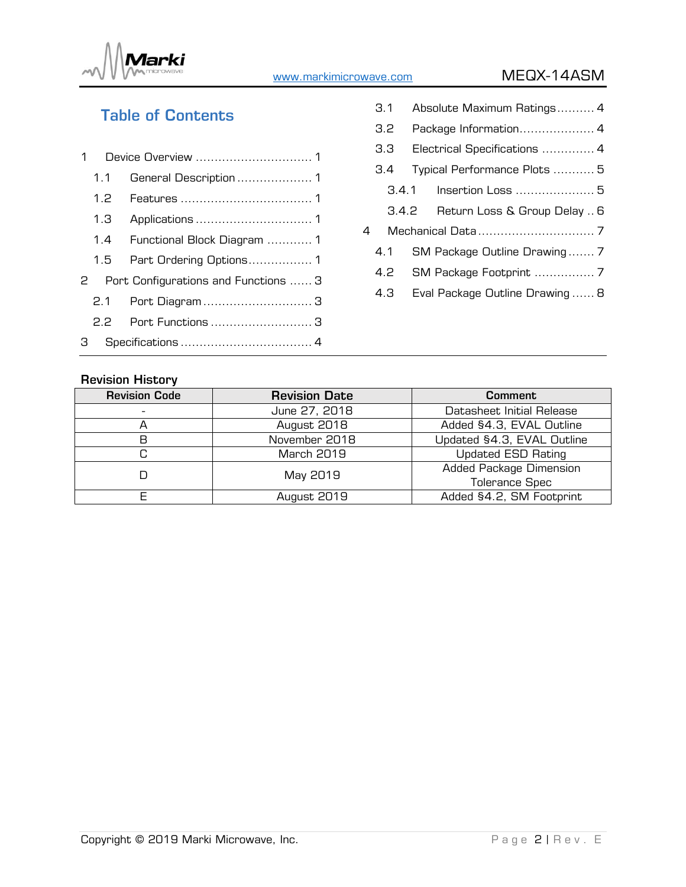## Table of Contents

1 Device Overview ................................ 1
  1.1 General Description .................... 1
  1.2 Features .................................... 1
  1.3 Applications ............................... 1
  1.4 Functional Block Diagram ............ 1
  1.5 Part Ordering Options................. 1
2 Port Configurations and Functions ...... 3
  2.1 Port Diagram ............................. 3
  2.2 Port Functions ........................... 3
3 Specifications .................................... 4
  3.1 Absolute Maximum Ratings.......... 4
  3.2 Package Information.................... 4
  3.3 Electrical Specifications ............. 4
  3.4 Typical Performance Plots ........... 5
    3.4.1 Insertion Loss ..................... 5
    3.4.2 Return Loss & Group Delay .. 6
4 Mechanical Data ............................... 7
  4.1 SM Package Outline Drawing ....... 7
  4.2 SM Package Footprint ................ 7
  4.3 Eval Package Outline Drawing ...... 8

**Revision History**

| Revision Code | Revision Date | Comment |
|---|---|---|
| - | June 27, 2018 | Datasheet Initial Release |
| A | August 2018 | Added §4.3, EVAL Outline |
| B | November 2018 | Updated §4.3, EVAL Outline |
| C | March 2019 | Updated ESD Rating |
| D | May 2019 | Added Package Dimension Tolerance Spec |
| E | August 2019 | Added §4.2, SM Footprint |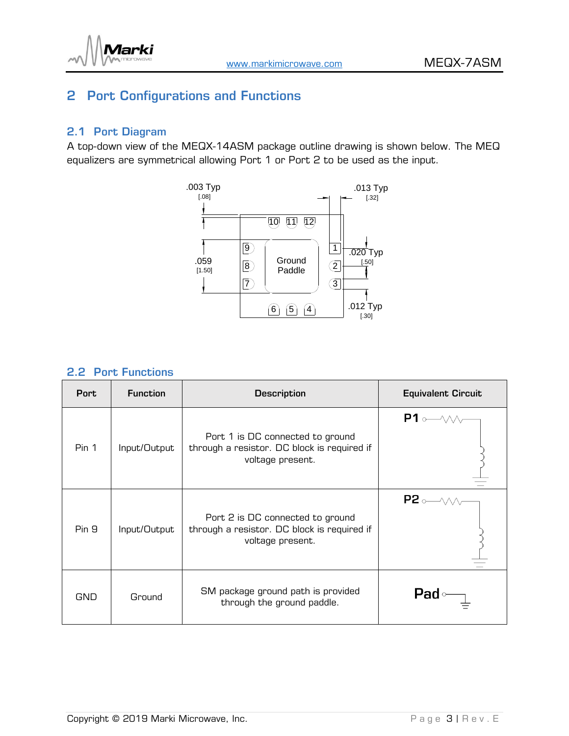## 2 Port Configurations and Functions

### 2.1 Port Diagram

A top-down view of the MEQX-14ASM package outline drawing is shown below. The MEQ equalizers are symmetrical allowing Port 1 or Port 2 to be used as the input.

.003 Typ [.08] .013 Typ [.32] .059 [1.50] .020 Typ [.50] .012 Typ [.30]

10 11 12 9 8 7 1 2 3 6 5 4 Ground Paddle

### 2.2 Port Functions

| Port | Function | Description | Equivalent Circuit |
|---|---|---|---|
| Pin 1 | Input/Output | Port 1 is DC connected to ground through a resistor. DC block is required if voltage present. | P1 |
| Pin 9 | Input/Output | Port 2 is DC connected to ground through a resistor. DC block is required if voltage present. | P2 |
| GND | Ground | SM package ground path is provided through the ground paddle. | Pad |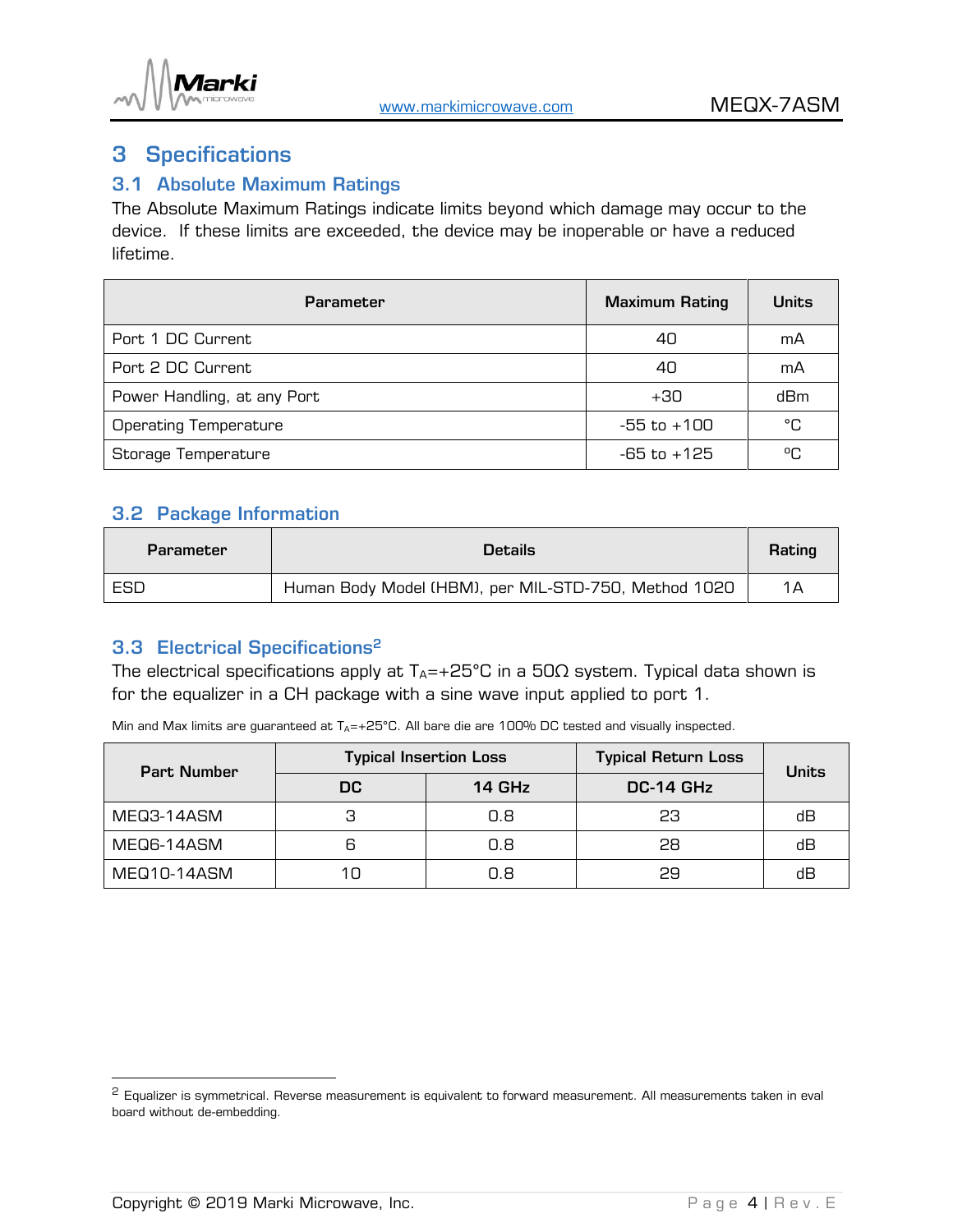# 3 Specifications

## 3.1 Absolute Maximum Ratings

The Absolute Maximum Ratings indicate limits beyond which damage may occur to the device. If these limits are exceeded, the device may be inoperable or have a reduced lifetime.

| Parameter | Maximum Rating | Units |
|---|---|---|
| Port 1 DC Current | 40 | mA |
| Port 2 DC Current | 40 | mA |
| Power Handling, at any Port | +30 | dBm |
| Operating Temperature | -55 to +100 | °C |
| Storage Temperature | -65 to +125 | ºC |

## 3.2 Package Information

| Parameter | Details | Rating |
|---|---|---|
| ESD | Human Body Model (HBM), per MIL-STD-750, Method 1020 | 1A |

## 3.3 Electrical Specifications[2]

The electrical specifications apply at $T_A$=+25°C in a 50Ω system. Typical data shown is for the equalizer in a CH package with a sine wave input applied to port 1.

Min and Max limits are guaranteed at $T_A$=+25°C. All bare die are 100% DC tested and visually inspected.

| Part Number | Typical Insertion Loss | | Typical Return Loss | Units |
|---|---|---|---|---|
| | DC | 14 GHz | DC-14 GHz | |
| MEQ3-14ASM | 3 | 0.8 | 23 | dB |
| MEQ6-14ASM | 6 | 0.8 | 28 | dB |
| MEQ10-14ASM | 10 | 0.8 | 29 | dB |

[2] Equalizer is symmetrical. Reverse measurement is equivalent to forward measurement. All measurements taken in eval board without de-embedding.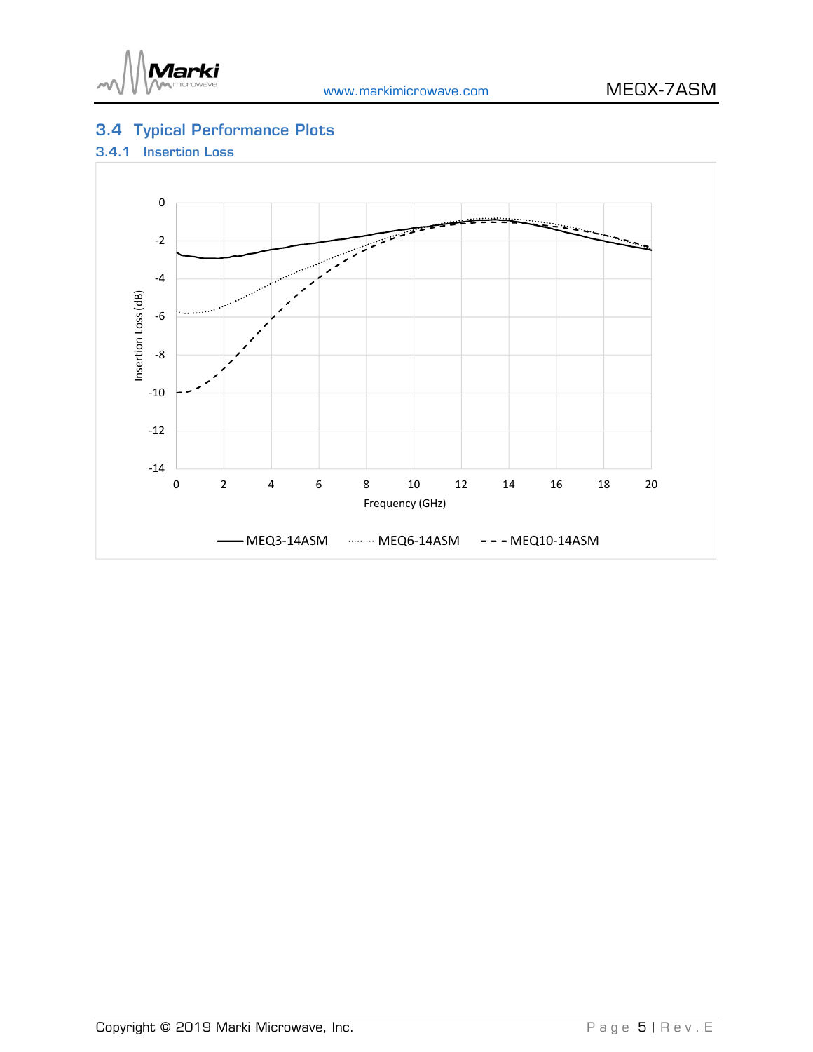## 3.4 Typical Performance Plots

### 3.4.1 Insertion Loss

Insertion Loss (dB)

0
-2
-4
-6
-8
-10
-12
-14

0 2 4 6 8 10 12 14 16 18 20

Frequency (GHz)

MEQ3-14ASM   MEQ6-14ASM   MEQ10-14ASM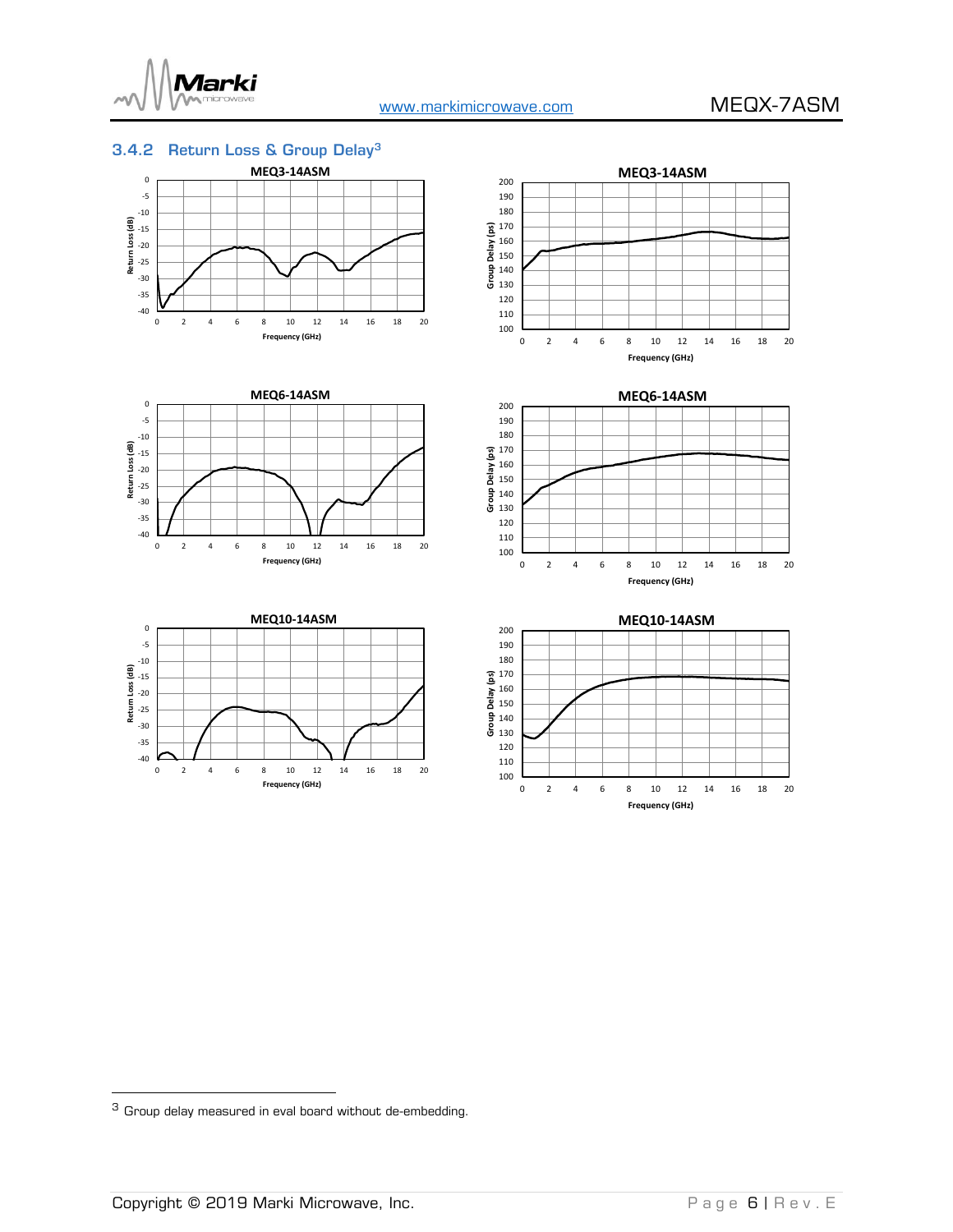### 3.4.2 Return Loss & Group Delay[3]

MEQ3-14ASM

MEQ3-14ASM

MEQ6-14ASM

MEQ6-14ASM

MEQ10-14ASM

MEQ10-14ASM

[3] Group delay measured in eval board without de-embedding.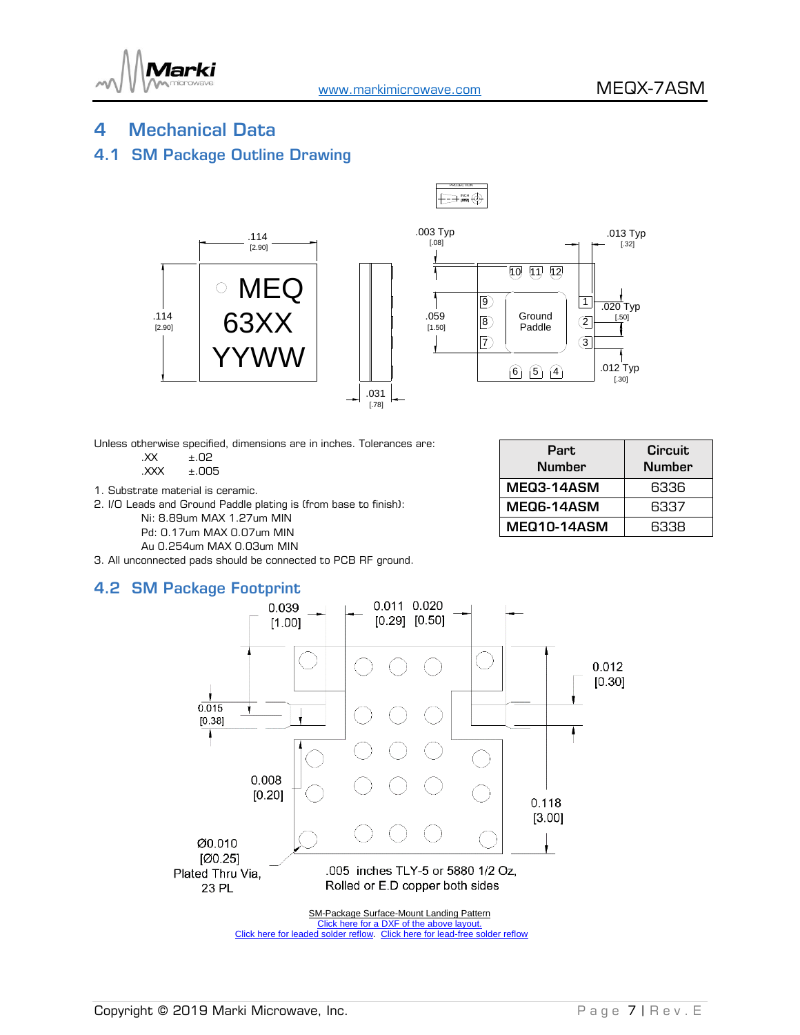# 4 Mechanical Data

## 4.1 SM Package Outline Drawing

Unless otherwise specified, dimensions are in inches. Tolerances are:

.XX ±.02
.XXX ±.005

1. Substrate material is ceramic.
2. I/O Leads and Ground Paddle plating is (from base to finish):
   Ni: 8.89um MAX 1.27um MIN
   Pd: 0.17um MAX 0.07um MIN
   Au 0.254um MAX 0.03um MIN
3. All unconnected pads should be connected to PCB RF ground.

| Part Number | Circuit Number |
| --- | --- |
| **MEQ3-14ASM** | 6336 |
| **MEQ6-14ASM** | 6337 |
| **MEQ10-14ASM** | 6338 |

## 4.2 SM Package Footprint

SM-Package Surface-Mount Landing Pattern
Click here for a DXF of the above layout.
Click here for leaded solder reflow. Click here for lead-free solder reflow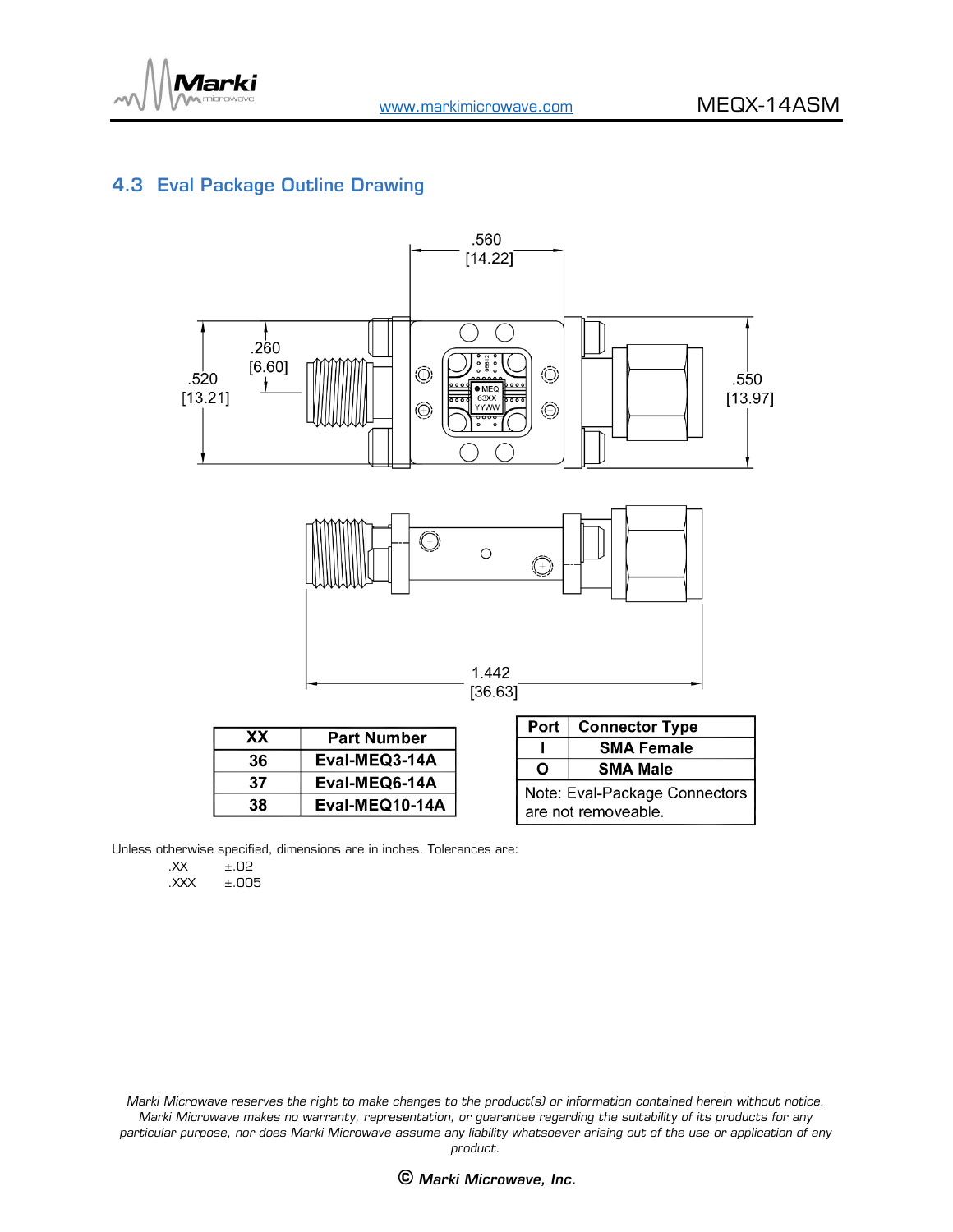## 4.3 Eval Package Outline Drawing

.560
[14.22]

.260
[6.60]

.520
[13.21]

.550
[13.97]

MEQ
63XX
YYWW

1.442
[36.63]

| XX | Part Number |
|---|---|
| 36 | Eval-MEQ3-14A |
| 37 | Eval-MEQ6-14A |
| 38 | Eval-MEQ10-14A |

| Port | Connector Type |
|---|---|
| I | SMA Female |
| O | SMA Male |
| Note: Eval-Package Connectors are not removeable. | |

Unless otherwise specified, dimensions are in inches. Tolerances are:

.XX ±.02
.XXX ±.005

*Marki Microwave reserves the right to make changes to the product(s) or information contained herein without notice. Marki Microwave makes no warranty, representation, or guarantee regarding the suitability of its products for any particular purpose, nor does Marki Microwave assume any liability whatsoever arising out of the use or application of any product.*

© ***Marki Microwave, Inc.***